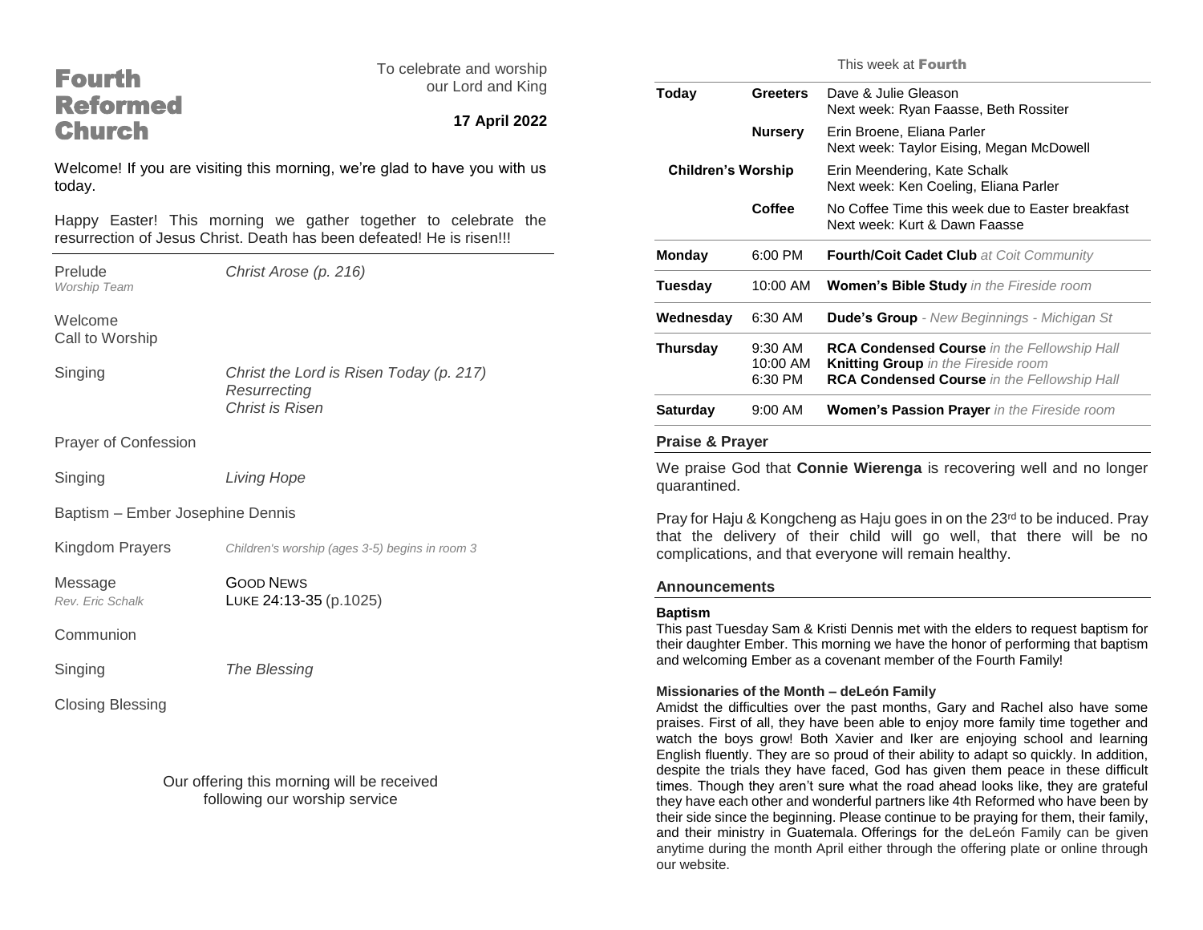# Fourth Reformed Church

To celebrate and worship our Lord and King

**17 April 2022**

Welcome! If you are visiting this morning, we're glad to have you with us today.

Happy Easter! This morning we gather together to celebrate the resurrection of Jesus Christ. Death has been defeated! He is risen!!!

Prelude — *Christ Arose (p. 216)*
*Worship Team*

Welcome

Call to Worship

Singing — *Christ the Lord is Risen Today (p. 217)*
*Resurrecting*
*Christ is Risen*

Prayer of Confession

Singing — *Living Hope*

Baptism – Ember Josephine Dennis

Kingdom Prayers — *Children's worship (ages 3-5) begins in room 3*

Message — GOOD NEWS
*Rev. Eric Schalk* — LUKE 24:13-35 (p.1025)

Communion

Singing — *The Blessing*

Closing Blessing

Our offering this morning will be received following our worship service

## This week at Fourth

| | | |
|---|---|---|
| **Today** | **Greeters** | Dave & Julie Gleason<br>Next week: Ryan Faasse, Beth Rossiter |
| | **Nursery** | Erin Broene, Eliana Parler<br>Next week: Taylor Eising, Megan McDowell |
| **Children's Worship** | | Erin Meendering, Kate Schalk<br>Next week: Ken Coeling, Eliana Parler |
| | **Coffee** | No Coffee Time this week due to Easter breakfast<br>Next week: Kurt & Dawn Faasse |
| **Monday** | 6:00 PM | **Fourth/Coit Cadet Club** *at Coit Community* |
| **Tuesday** | 10:00 AM | **Women's Bible Study** *in the Fireside room* |
| **Wednesday** | 6:30 AM | **Dude's Group** *- New Beginnings - Michigan St* |
| **Thursday** | 9:30 AM<br>10:00 AM<br>6:30 PM | **RCA Condensed Course** *in the Fellowship Hall*<br>**Knitting Group** *in the Fireside room*<br>**RCA Condensed Course** *in the Fellowship Hall* |
| **Saturday** | 9:00 AM | **Women's Passion Prayer** *in the Fireside room* |

### Praise & Prayer

We praise God that **Connie Wierenga** is recovering well and no longer quarantined.

Pray for Haju & Kongcheng as Haju goes in on the 23rd to be induced. Pray that the delivery of their child will go well, that there will be no complications, and that everyone will remain healthy.

### Announcements

**Baptism**

This past Tuesday Sam & Kristi Dennis met with the elders to request baptism for their daughter Ember. This morning we have the honor of performing that baptism and welcoming Ember as a covenant member of the Fourth Family!

**Missionaries of the Month – deLeón Family**

Amidst the difficulties over the past months, Gary and Rachel also have some praises. First of all, they have been able to enjoy more family time together and watch the boys grow! Both Xavier and Iker are enjoying school and learning English fluently. They are so proud of their ability to adapt so quickly. In addition, despite the trials they have faced, God has given them peace in these difficult times. Though they aren't sure what the road ahead looks like, they are grateful they have each other and wonderful partners like 4th Reformed who have been by their side since the beginning. Please continue to be praying for them, their family, and their ministry in Guatemala. Offerings for the deLeón Family can be given anytime during the month April either through the offering plate or online through our website.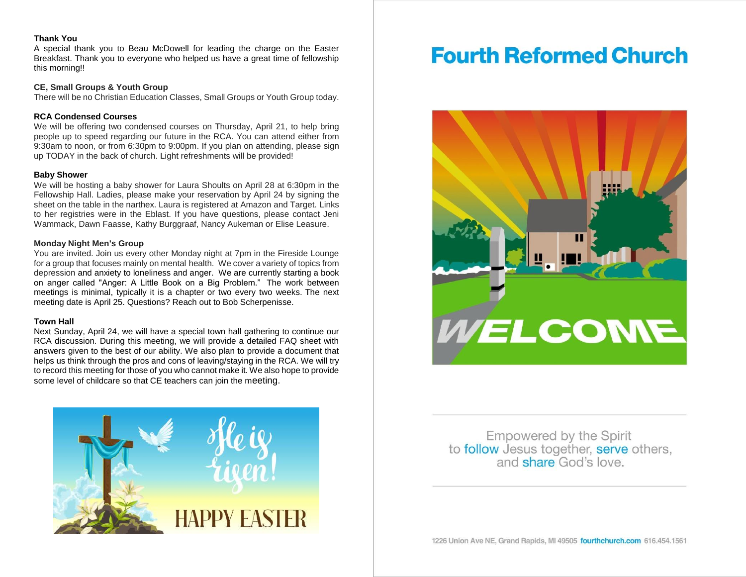**Thank You**

A special thank you to Beau McDowell for leading the charge on the Easter Breakfast. Thank you to everyone who helped us have a great time of fellowship this morning!!

**CE, Small Groups & Youth Group**

There will be no Christian Education Classes, Small Groups or Youth Group today.

**RCA Condensed Courses**

We will be offering two condensed courses on Thursday, April 21, to help bring people up to speed regarding our future in the RCA. You can attend either from 9:30am to noon, or from 6:30pm to 9:00pm. If you plan on attending, please sign up TODAY in the back of church. Light refreshments will be provided!

**Baby Shower**

We will be hosting a baby shower for Laura Shoults on April 28 at 6:30pm in the Fellowship Hall. Ladies, please make your reservation by April 24 by signing the sheet on the table in the narthex. Laura is registered at Amazon and Target. Links to her registries were in the Eblast. If you have questions, please contact Jeni Wammack, Dawn Faasse, Kathy Burggraaf, Nancy Aukeman or Elise Leasure.

**Monday Night Men's Group**

You are invited. Join us every other Monday night at 7pm in the Fireside Lounge for a group that focuses mainly on mental health. We cover a variety of topics from depression and anxiety to loneliness and anger. We are currently starting a book on anger called "Anger: A Little Book on a Big Problem." The work between meetings is minimal, typically it is a chapter or two every two weeks. The next meeting date is April 25. Questions? Reach out to Bob Scherpenisse.

**Town Hall**

Next Sunday, April 24, we will have a special town hall gathering to continue our RCA discussion. During this meeting, we will provide a detailed FAQ sheet with answers given to the best of our ability. We also plan to provide a document that helps us think through the pros and cons of leaving/staying in the RCA. We will try to record this meeting for those of you who cannot make it. We also hope to provide some level of childcare so that CE teachers can join the meeting.

He is risen!

HAPPY EASTER

# Fourth Reformed Church

WELCOME

Empowered by the Spirit to follow Jesus together, serve others, and share God's love.

1226 Union Ave NE, Grand Rapids, MI 49505 fourthchurch.com 616.454.1561